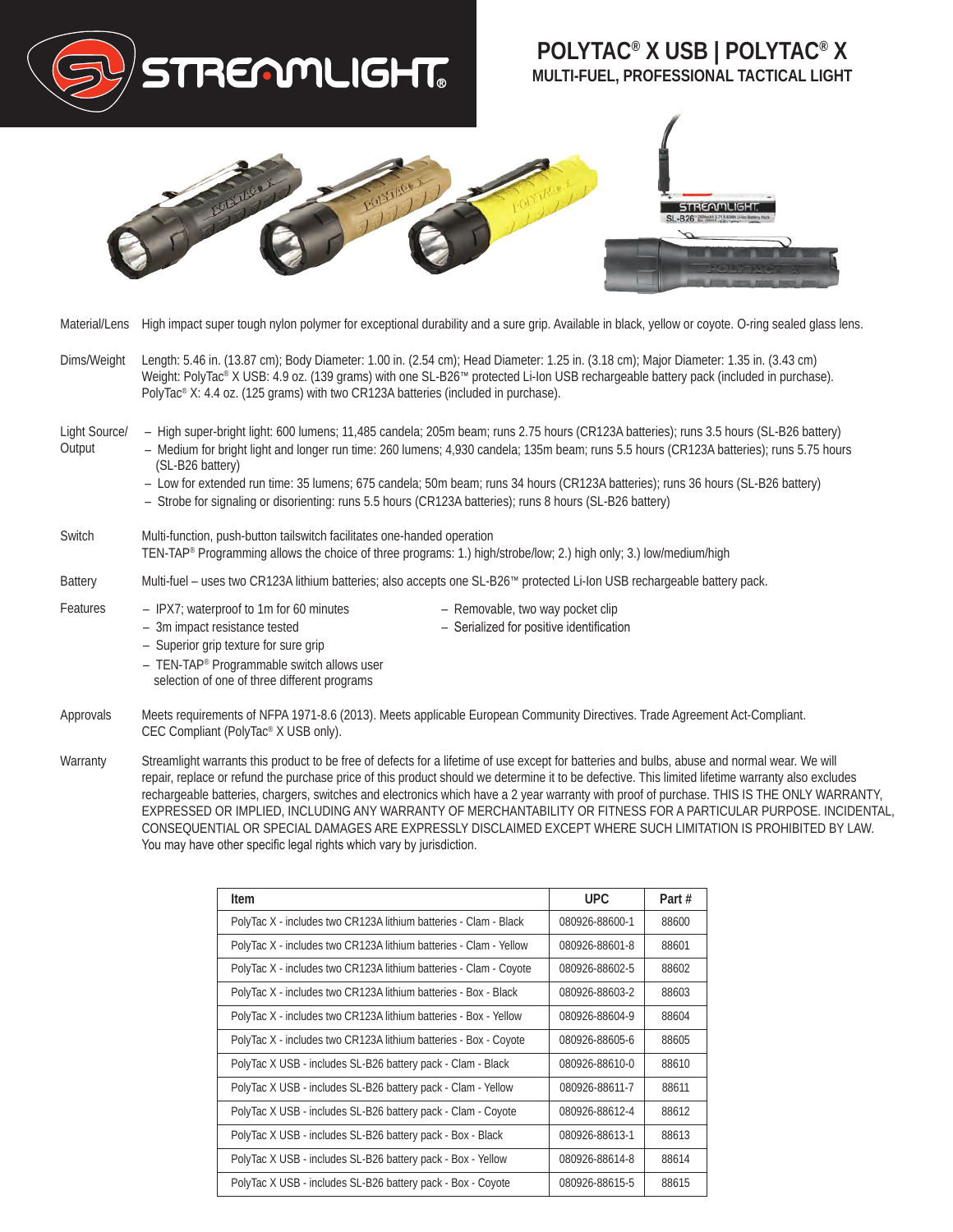STREAMLIGHT®

# POLYTAC® X USB | POLYTAC® X

## MULTI-FUEL, PROFESSIONAL TACTICAL LIGHT

**Material/Lens**
High impact super tough nylon polymer for exceptional durability and a sure grip. Available in black, yellow or coyote. O-ring sealed glass lens.

**Dims/Weight**
Length: 5.46 in. (13.87 cm); Body Diameter: 1.00 in. (2.54 cm); Head Diameter: 1.25 in. (3.18 cm); Major Diameter: 1.35 in. (3.43 cm)
Weight: PolyTac® X USB: 4.9 oz. (139 grams) with one SL-B26™ protected Li-Ion USB rechargeable battery pack (included in purchase).
PolyTac® X: 4.4 oz. (125 grams) with two CR123A batteries (included in purchase).

**Light Source/ Output**
- High super-bright light: 600 lumens; 11,485 candela; 205m beam; runs 2.75 hours (CR123A batteries); runs 3.5 hours (SL-B26 battery)
- Medium for bright light and longer run time: 260 lumens; 4,930 candela; 135m beam; runs 5.5 hours (CR123A batteries); runs 5.75 hours (SL-B26 battery)
- Low for extended run time: 35 lumens; 675 candela; 50m beam; runs 34 hours (CR123A batteries); runs 36 hours (SL-B26 battery)
- Strobe for signaling or disorienting: runs 5.5 hours (CR123A batteries); runs 8 hours (SL-B26 battery)

**Switch**
Multi-function, push-button tailswitch facilitates one-handed operation
TEN-TAP® Programming allows the choice of three programs: 1.) high/strobe/low; 2.) high only; 3.) low/medium/high

**Battery**
Multi-fuel – uses two CR123A lithium batteries; also accepts one SL-B26™ protected Li-Ion USB rechargeable battery pack.

**Features**
- IPX7; waterproof to 1m for 60 minutes
- 3m impact resistance tested
- Superior grip texture for sure grip
- TEN-TAP® Programmable switch allows user selection of one of three different programs
- Removable, two way pocket clip
- Serialized for positive identification

**Approvals**
Meets requirements of NFPA 1971-8.6 (2013). Meets applicable European Community Directives. Trade Agreement Act-Compliant.
CEC Compliant (PolyTac® X USB only).

**Warranty**
Streamlight warrants this product to be free of defects for a lifetime of use except for batteries and bulbs, abuse and normal wear. We will repair, replace or refund the purchase price of this product should we determine it to be defective. This limited lifetime warranty also excludes rechargeable batteries, chargers, switches and electronics which have a 2 year warranty with proof of purchase. THIS IS THE ONLY WARRANTY, EXPRESSED OR IMPLIED, INCLUDING ANY WARRANTY OF MERCHANTABILITY OR FITNESS FOR A PARTICULAR PURPOSE. INCIDENTAL, CONSEQUENTIAL OR SPECIAL DAMAGES ARE EXPRESSLY DISCLAIMED EXCEPT WHERE SUCH LIMITATION IS PROHIBITED BY LAW. You may have other specific legal rights which vary by jurisdiction.

| Item | UPC | Part # |
|---|---|---|
| PolyTac X - includes two CR123A lithium batteries - Clam - Black | 080926-88600-1 | 88600 |
| PolyTac X - includes two CR123A lithium batteries - Clam - Yellow | 080926-88601-8 | 88601 |
| PolyTac X - includes two CR123A lithium batteries - Clam - Coyote | 080926-88602-5 | 88602 |
| PolyTac X - includes two CR123A lithium batteries - Box - Black | 080926-88603-2 | 88603 |
| PolyTac X - includes two CR123A lithium batteries - Box - Yellow | 080926-88604-9 | 88604 |
| PolyTac X - includes two CR123A lithium batteries - Box - Coyote | 080926-88605-6 | 88605 |
| PolyTac X USB - includes SL-B26 battery pack - Clam - Black | 080926-88610-0 | 88610 |
| PolyTac X USB - includes SL-B26 battery pack - Clam - Yellow | 080926-88611-7 | 88611 |
| PolyTac X USB - includes SL-B26 battery pack - Clam - Coyote | 080926-88612-4 | 88612 |
| PolyTac X USB - includes SL-B26 battery pack - Box - Black | 080926-88613-1 | 88613 |
| PolyTac X USB - includes SL-B26 battery pack - Box - Yellow | 080926-88614-8 | 88614 |
| PolyTac X USB - includes SL-B26 battery pack - Box - Coyote | 080926-88615-5 | 88615 |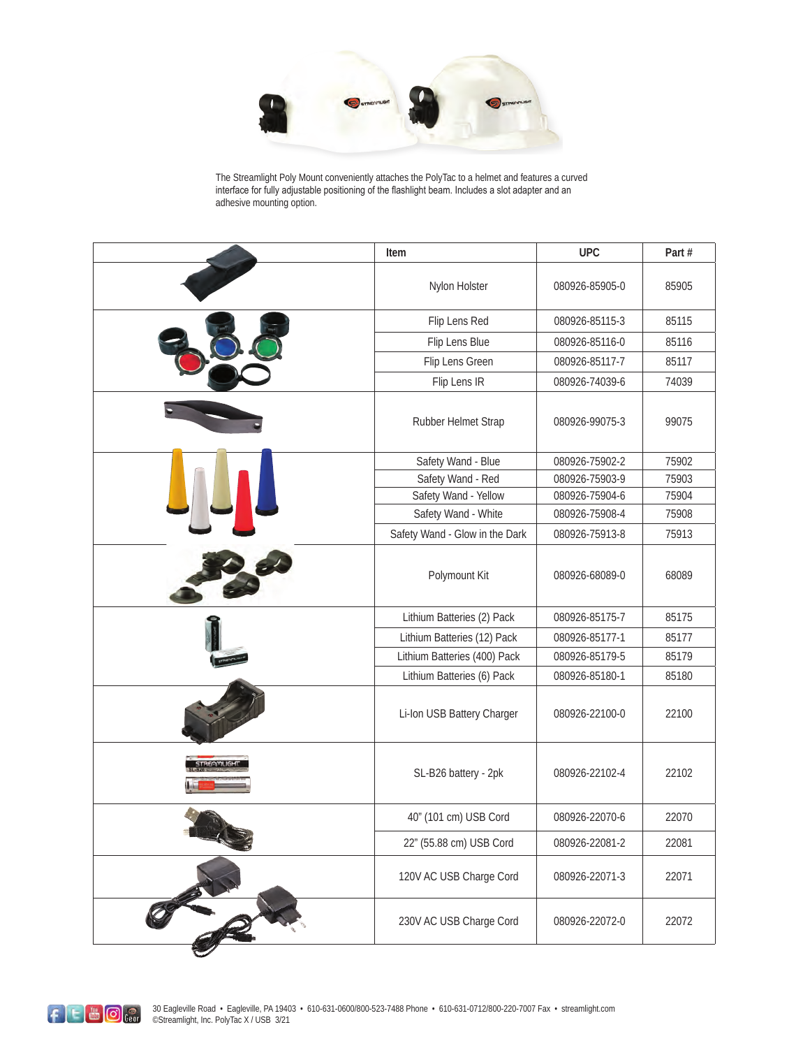The Streamlight Poly Mount conveniently attaches the PolyTac to a helmet and features a curved interface for fully adjustable positioning of the flashlight beam. Includes a slot adapter and an adhesive mounting option.

| | Item | UPC | Part # |
|---|---|---|---|
| | Nylon Holster | 080926-85905-0 | 85905 |
| | Flip Lens Red | 080926-85115-3 | 85115 |
| | Flip Lens Blue | 080926-85116-0 | 85116 |
| | Flip Lens Green | 080926-85117-7 | 85117 |
| | Flip Lens IR | 080926-74039-6 | 74039 |
| | Rubber Helmet Strap | 080926-99075-3 | 99075 |
| | Safety Wand - Blue | 080926-75902-2 | 75902 |
| | Safety Wand - Red | 080926-75903-9 | 75903 |
| | Safety Wand - Yellow | 080926-75904-6 | 75904 |
| | Safety Wand - White | 080926-75908-4 | 75908 |
| | Safety Wand - Glow in the Dark | 080926-75913-8 | 75913 |
| | Polymount Kit | 080926-68089-0 | 68089 |
| | Lithium Batteries (2) Pack | 080926-85175-7 | 85175 |
| | Lithium Batteries (12) Pack | 080926-85177-1 | 85177 |
| | Lithium Batteries (400) Pack | 080926-85179-5 | 85179 |
| | Lithium Batteries (6) Pack | 080926-85180-1 | 85180 |
| | Li-Ion USB Battery Charger | 080926-22100-0 | 22100 |
| | SL-B26 battery - 2pk | 080926-22102-4 | 22102 |
| | 40" (101 cm) USB Cord | 080926-22070-6 | 22070 |
| | 22" (55.88 cm) USB Cord | 080926-22081-2 | 22081 |
| | 120V AC USB Charge Cord | 080926-22071-3 | 22071 |
| | 230V AC USB Charge Cord | 080926-22072-0 | 22072 |

30 Eagleville Road • Eagleville, PA 19403 • 610-631-0600/800-523-7488 Phone • 610-631-0712/800-220-7007 Fax • streamlight.com
©Streamlight, Inc. PolyTac X / USB 3/21